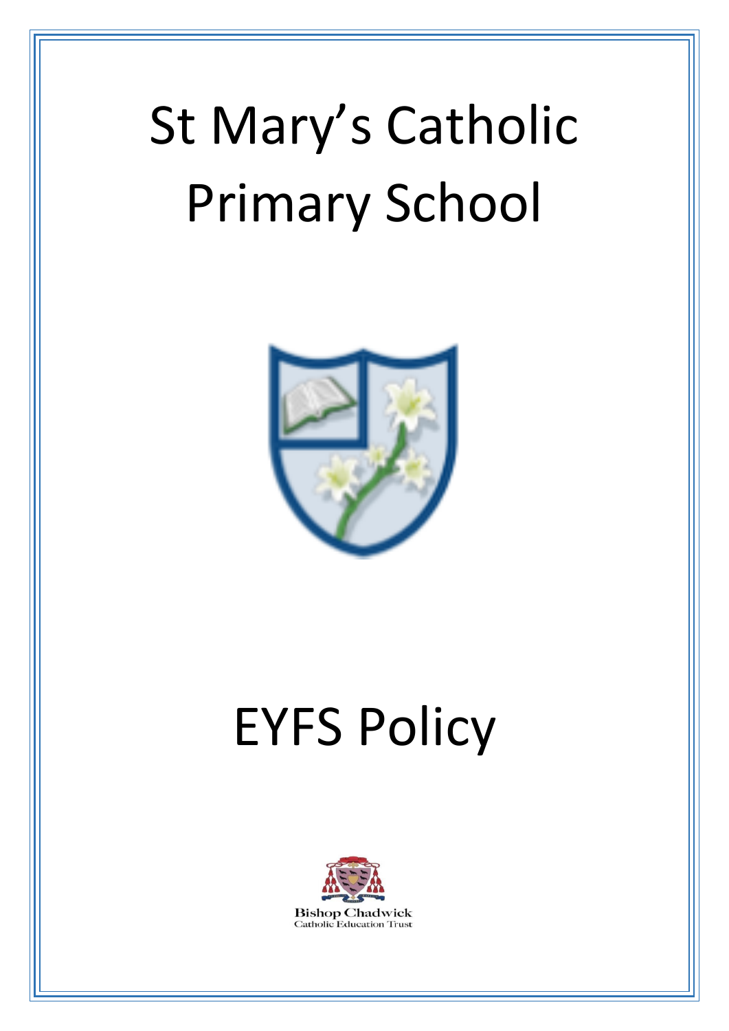# St Mary's Catholic Primary School

# EYFS Policy

Bishop Chadwick
Catholic Education Trust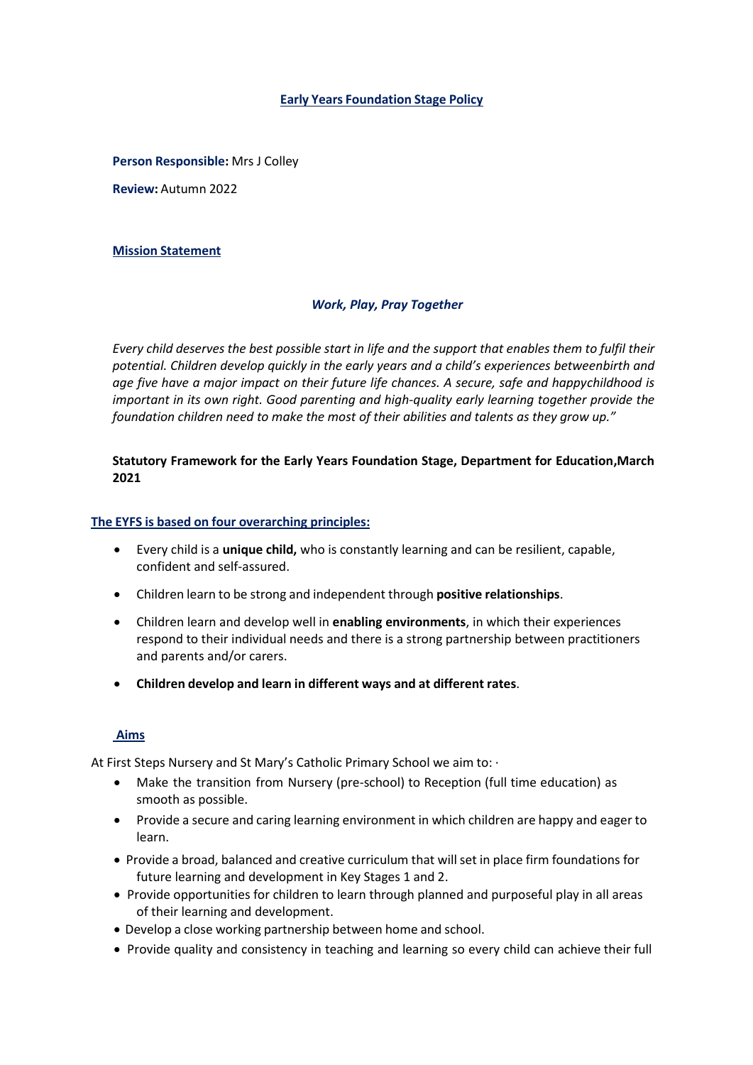# Early Years Foundation Stage Policy

**Person Responsible:** Mrs J Colley

**Review:** Autumn 2022

## Mission Statement

***Work, Play, Pray Together***

*Every child deserves the best possible start in life and the support that enables them to fulfil their potential. Children develop quickly in the early years and a child's experiences betweenbirth and age five have a major impact on their future life chances. A secure, safe and happychildhood is important in its own right. Good parenting and high-quality early learning together provide the foundation children need to make the most of their abilities and talents as they grow up."*

**Statutory Framework for the Early Years Foundation Stage, Department for Education,March 2021**

## The EYFS is based on four overarching principles:

- Every child is a **unique child,** who is constantly learning and can be resilient, capable, confident and self-assured.
- Children learn to be strong and independent through **positive relationships**.
- Children learn and develop well in **enabling environments**, in which their experiences respond to their individual needs and there is a strong partnership between practitioners and parents and/or carers.
- **Children develop and learn in different ways and at different rates**.

## Aims

At First Steps Nursery and St Mary's Catholic Primary School we aim to: ·

- Make the transition from Nursery (pre-school) to Reception (full time education) as smooth as possible.
- Provide a secure and caring learning environment in which children are happy and eager to learn.
- Provide a broad, balanced and creative curriculum that will set in place firm foundations for future learning and development in Key Stages 1 and 2.
- Provide opportunities for children to learn through planned and purposeful play in all areas of their learning and development.
- Develop a close working partnership between home and school.
- Provide quality and consistency in teaching and learning so every child can achieve their full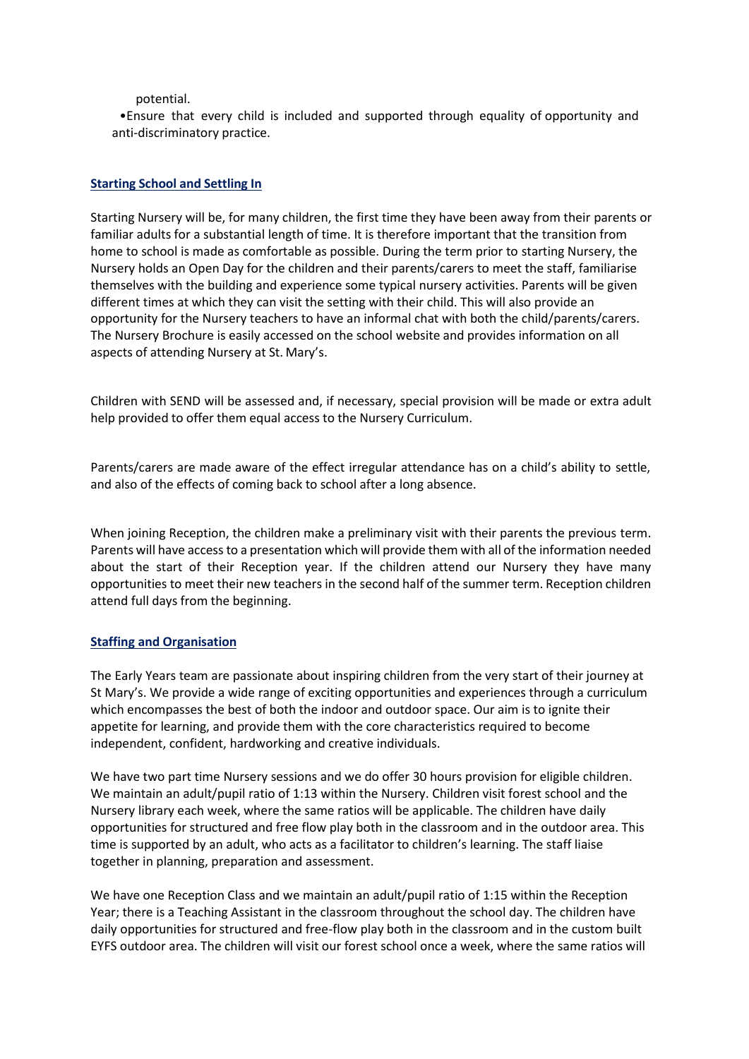potential.

- Ensure that every child is included and supported through equality of opportunity and anti-discriminatory practice.

## Starting School and Settling In

Starting Nursery will be, for many children, the first time they have been away from their parents or familiar adults for a substantial length of time. It is therefore important that the transition from home to school is made as comfortable as possible. During the term prior to starting Nursery, the Nursery holds an Open Day for the children and their parents/carers to meet the staff, familiarise themselves with the building and experience some typical nursery activities. Parents will be given different times at which they can visit the setting with their child. This will also provide an opportunity for the Nursery teachers to have an informal chat with both the child/parents/carers. The Nursery Brochure is easily accessed on the school website and provides information on all aspects of attending Nursery at St. Mary's.

Children with SEND will be assessed and, if necessary, special provision will be made or extra adult help provided to offer them equal access to the Nursery Curriculum.

Parents/carers are made aware of the effect irregular attendance has on a child's ability to settle, and also of the effects of coming back to school after a long absence.

When joining Reception, the children make a preliminary visit with their parents the previous term. Parents will have access to a presentation which will provide them with all of the information needed about the start of their Reception year. If the children attend our Nursery they have many opportunities to meet their new teachers in the second half of the summer term. Reception children attend full days from the beginning.

## Staffing and Organisation

The Early Years team are passionate about inspiring children from the very start of their journey at St Mary's. We provide a wide range of exciting opportunities and experiences through a curriculum which encompasses the best of both the indoor and outdoor space. Our aim is to ignite their appetite for learning, and provide them with the core characteristics required to become independent, confident, hardworking and creative individuals.

We have two part time Nursery sessions and we do offer 30 hours provision for eligible children. We maintain an adult/pupil ratio of 1:13 within the Nursery. Children visit forest school and the Nursery library each week, where the same ratios will be applicable. The children have daily opportunities for structured and free flow play both in the classroom and in the outdoor area. This time is supported by an adult, who acts as a facilitator to children's learning. The staff liaise together in planning, preparation and assessment.

We have one Reception Class and we maintain an adult/pupil ratio of 1:15 within the Reception Year; there is a Teaching Assistant in the classroom throughout the school day. The children have daily opportunities for structured and free-flow play both in the classroom and in the custom built EYFS outdoor area. The children will visit our forest school once a week, where the same ratios will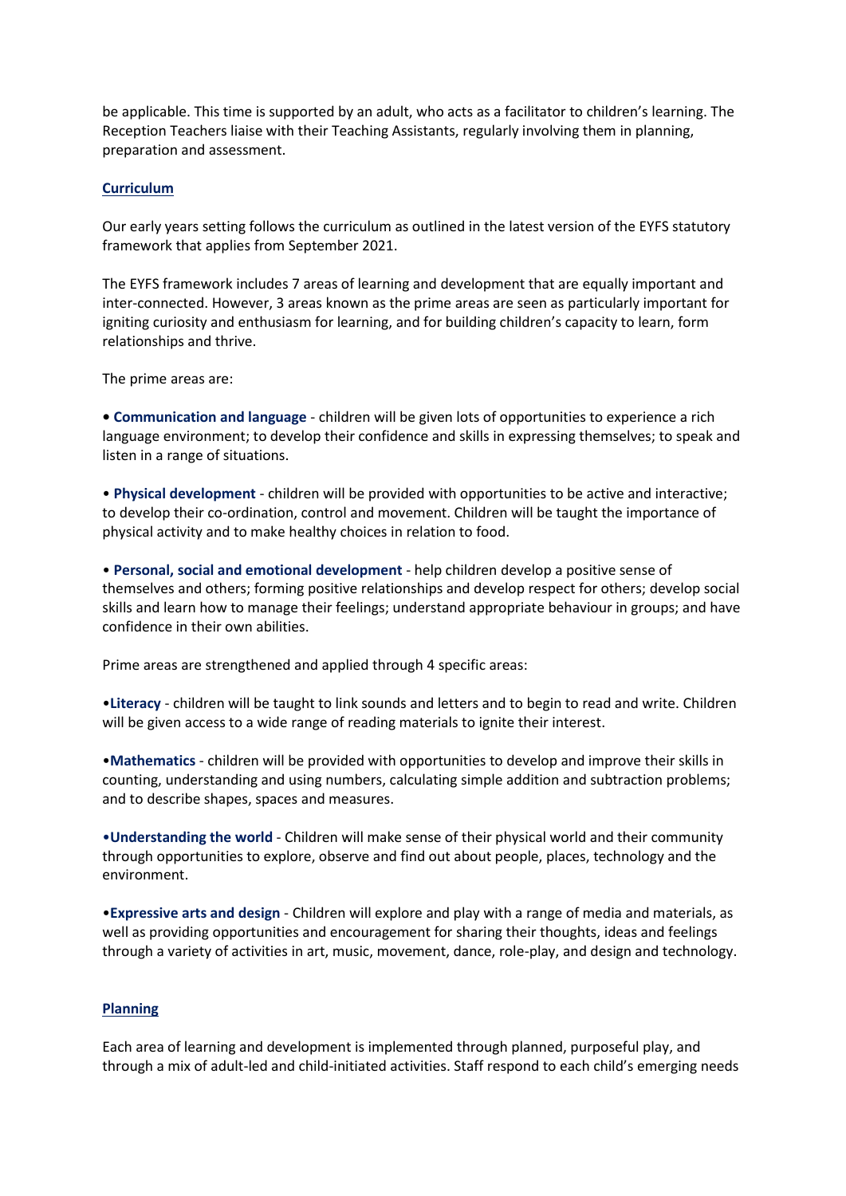be applicable. This time is supported by an adult, who acts as a facilitator to children's learning. The Reception Teachers liaise with their Teaching Assistants, regularly involving them in planning, preparation and assessment.

## Curriculum

Our early years setting follows the curriculum as outlined in the latest version of the EYFS statutory framework that applies from September 2021.

The EYFS framework includes 7 areas of learning and development that are equally important and inter-connected. However, 3 areas known as the prime areas are seen as particularly important for igniting curiosity and enthusiasm for learning, and for building children's capacity to learn, form relationships and thrive.

The prime areas are:

- **Communication and language** - children will be given lots of opportunities to experience a rich language environment; to develop their confidence and skills in expressing themselves; to speak and listen in a range of situations.

- **Physical development** - children will be provided with opportunities to be active and interactive; to develop their co-ordination, control and movement. Children will be taught the importance of physical activity and to make healthy choices in relation to food.

- **Personal, social and emotional development** - help children develop a positive sense of themselves and others; forming positive relationships and develop respect for others; develop social skills and learn how to manage their feelings; understand appropriate behaviour in groups; and have confidence in their own abilities.

Prime areas are strengthened and applied through 4 specific areas:

- **Literacy** - children will be taught to link sounds and letters and to begin to read and write. Children will be given access to a wide range of reading materials to ignite their interest.

- **Mathematics** - children will be provided with opportunities to develop and improve their skills in counting, understanding and using numbers, calculating simple addition and subtraction problems; and to describe shapes, spaces and measures.

- **Understanding the world** - Children will make sense of their physical world and their community through opportunities to explore, observe and find out about people, places, technology and the environment.

- **Expressive arts and design** - Children will explore and play with a range of media and materials, as well as providing opportunities and encouragement for sharing their thoughts, ideas and feelings through a variety of activities in art, music, movement, dance, role-play, and design and technology.

## Planning

Each area of learning and development is implemented through planned, purposeful play, and through a mix of adult-led and child-initiated activities. Staff respond to each child's emerging needs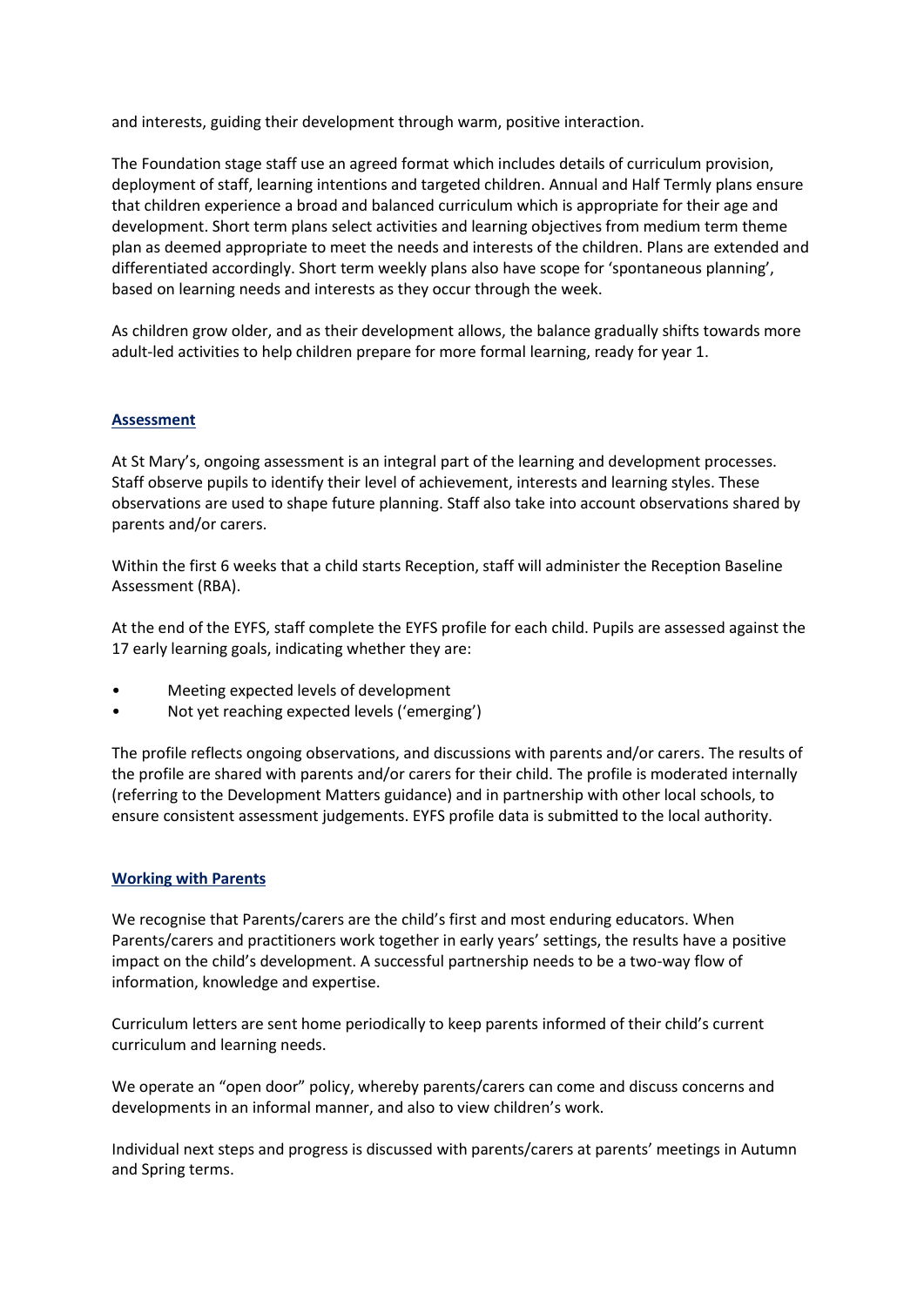and interests, guiding their development through warm, positive interaction.

The Foundation stage staff use an agreed format which includes details of curriculum provision, deployment of staff, learning intentions and targeted children. Annual and Half Termly plans ensure that children experience a broad and balanced curriculum which is appropriate for their age and development. Short term plans select activities and learning objectives from medium term theme plan as deemed appropriate to meet the needs and interests of the children. Plans are extended and differentiated accordingly. Short term weekly plans also have scope for 'spontaneous planning', based on learning needs and interests as they occur through the week.

As children grow older, and as their development allows, the balance gradually shifts towards more adult-led activities to help children prepare for more formal learning, ready for year 1.

## Assessment

At St Mary's, ongoing assessment is an integral part of the learning and development processes. Staff observe pupils to identify their level of achievement, interests and learning styles. These observations are used to shape future planning. Staff also take into account observations shared by parents and/or carers.

Within the first 6 weeks that a child starts Reception, staff will administer the Reception Baseline Assessment (RBA).

At the end of the EYFS, staff complete the EYFS profile for each child. Pupils are assessed against the 17 early learning goals, indicating whether they are:

- Meeting expected levels of development
- Not yet reaching expected levels ('emerging')

The profile reflects ongoing observations, and discussions with parents and/or carers. The results of the profile are shared with parents and/or carers for their child. The profile is moderated internally (referring to the Development Matters guidance) and in partnership with other local schools, to ensure consistent assessment judgements. EYFS profile data is submitted to the local authority.

## Working with Parents

We recognise that Parents/carers are the child's first and most enduring educators. When Parents/carers and practitioners work together in early years' settings, the results have a positive impact on the child's development. A successful partnership needs to be a two-way flow of information, knowledge and expertise.

Curriculum letters are sent home periodically to keep parents informed of their child's current curriculum and learning needs.

We operate an "open door" policy, whereby parents/carers can come and discuss concerns and developments in an informal manner, and also to view children's work.

Individual next steps and progress is discussed with parents/carers at parents' meetings in Autumn and Spring terms.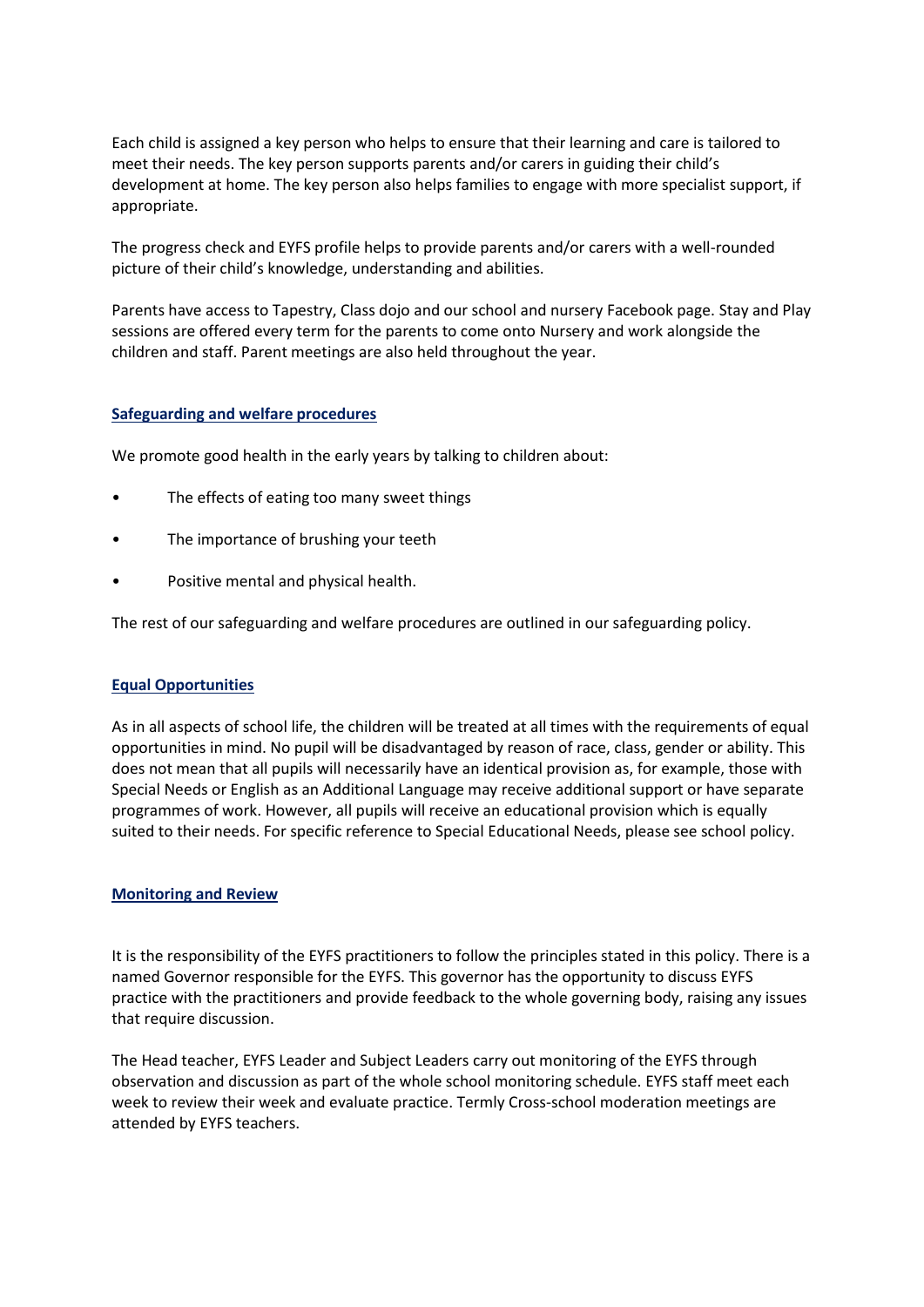Each child is assigned a key person who helps to ensure that their learning and care is tailored to meet their needs. The key person supports parents and/or carers in guiding their child's development at home. The key person also helps families to engage with more specialist support, if appropriate.

The progress check and EYFS profile helps to provide parents and/or carers with a well-rounded picture of their child's knowledge, understanding and abilities.

Parents have access to Tapestry, Class dojo and our school and nursery Facebook page. Stay and Play sessions are offered every term for the parents to come onto Nursery and work alongside the children and staff. Parent meetings are also held throughout the year.

## Safeguarding and welfare procedures

We promote good health in the early years by talking to children about:

- The effects of eating too many sweet things
- The importance of brushing your teeth
- Positive mental and physical health.

The rest of our safeguarding and welfare procedures are outlined in our safeguarding policy.

## Equal Opportunities

As in all aspects of school life, the children will be treated at all times with the requirements of equal opportunities in mind. No pupil will be disadvantaged by reason of race, class, gender or ability. This does not mean that all pupils will necessarily have an identical provision as, for example, those with Special Needs or English as an Additional Language may receive additional support or have separate programmes of work. However, all pupils will receive an educational provision which is equally suited to their needs. For specific reference to Special Educational Needs, please see school policy.

## Monitoring and Review

It is the responsibility of the EYFS practitioners to follow the principles stated in this policy. There is a named Governor responsible for the EYFS. This governor has the opportunity to discuss EYFS practice with the practitioners and provide feedback to the whole governing body, raising any issues that require discussion.

The Head teacher, EYFS Leader and Subject Leaders carry out monitoring of the EYFS through observation and discussion as part of the whole school monitoring schedule. EYFS staff meet each week to review their week and evaluate practice. Termly Cross-school moderation meetings are attended by EYFS teachers.